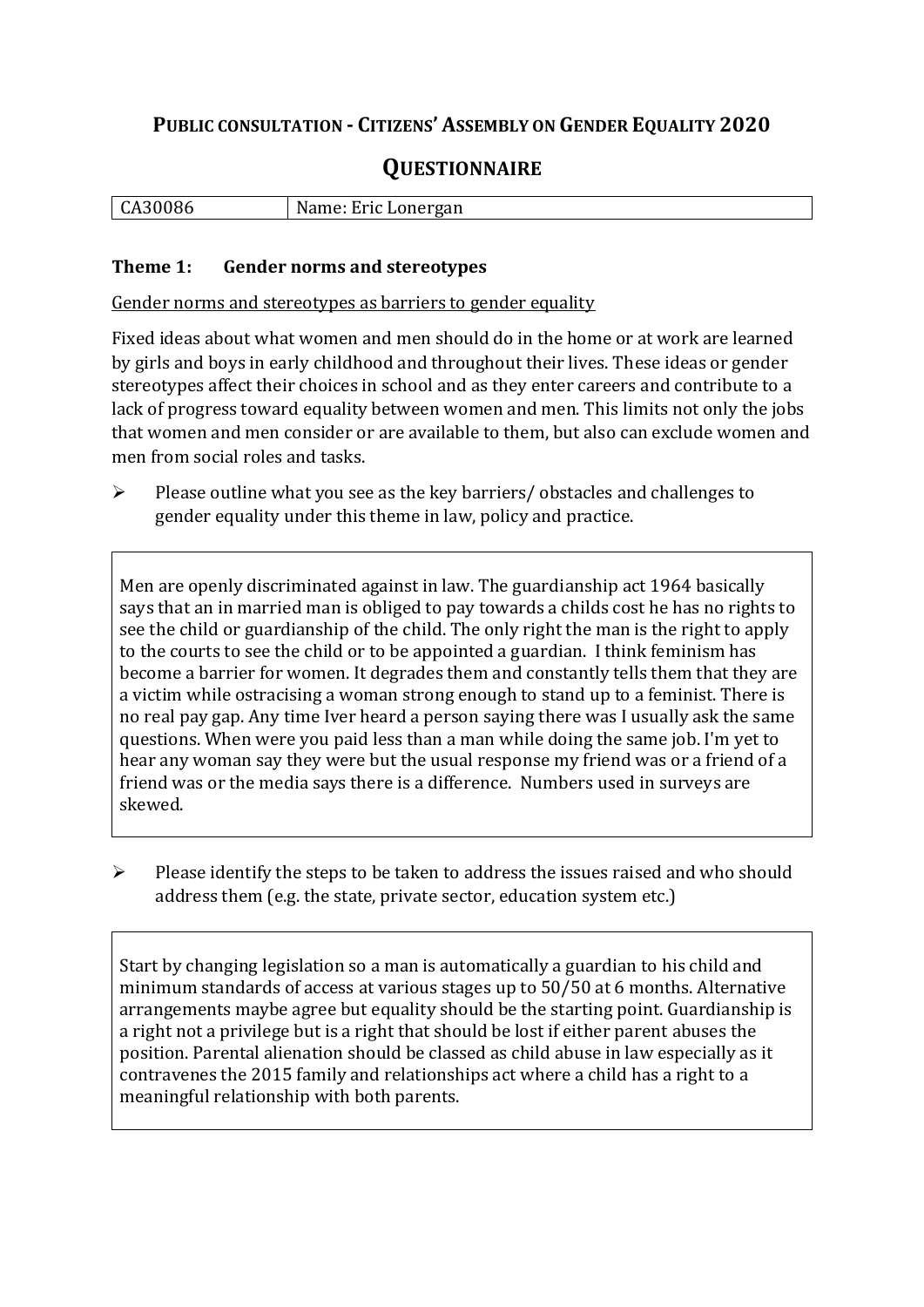## PUBLIC CONSULTATION - CITIZENS' ASSEMBLY ON GENDER EQUALITY 2020

## QUESTIONNAIRE

| CA30086 | Name: Eric Lonergan |
|---|---|

### Theme 1: Gender norms and stereotypes

Gender norms and stereotypes as barriers to gender equality

Fixed ideas about what women and men should do in the home or at work are learned by girls and boys in early childhood and throughout their lives. These ideas or gender stereotypes affect their choices in school and as they enter careers and contribute to a lack of progress toward equality between women and men. This limits not only the jobs that women and men consider or are available to them, but also can exclude women and men from social roles and tasks.

➢ Please outline what you see as the key barriers/ obstacles and challenges to gender equality under this theme in law, policy and practice.

Men are openly discriminated against in law. The guardianship act 1964 basically says that an in married man is obliged to pay towards a childs cost he has no rights to see the child or guardianship of the child. The only right the man is the right to apply to the courts to see the child or to be appointed a guardian. I think feminism has become a barrier for women. It degrades them and constantly tells them that they are a victim while ostracising a woman strong enough to stand up to a feminist. There is no real pay gap. Any time Iver heard a person saying there was I usually ask the same questions. When were you paid less than a man while doing the same job. I'm yet to hear any woman say they were but the usual response my friend was or a friend of a friend was or the media says there is a difference. Numbers used in surveys are skewed.

➢ Please identify the steps to be taken to address the issues raised and who should address them (e.g. the state, private sector, education system etc.)

Start by changing legislation so a man is automatically a guardian to his child and minimum standards of access at various stages up to 50/50 at 6 months. Alternative arrangements maybe agree but equality should be the starting point. Guardianship is a right not a privilege but is a right that should be lost if either parent abuses the position. Parental alienation should be classed as child abuse in law especially as it contravenes the 2015 family and relationships act where a child has a right to a meaningful relationship with both parents.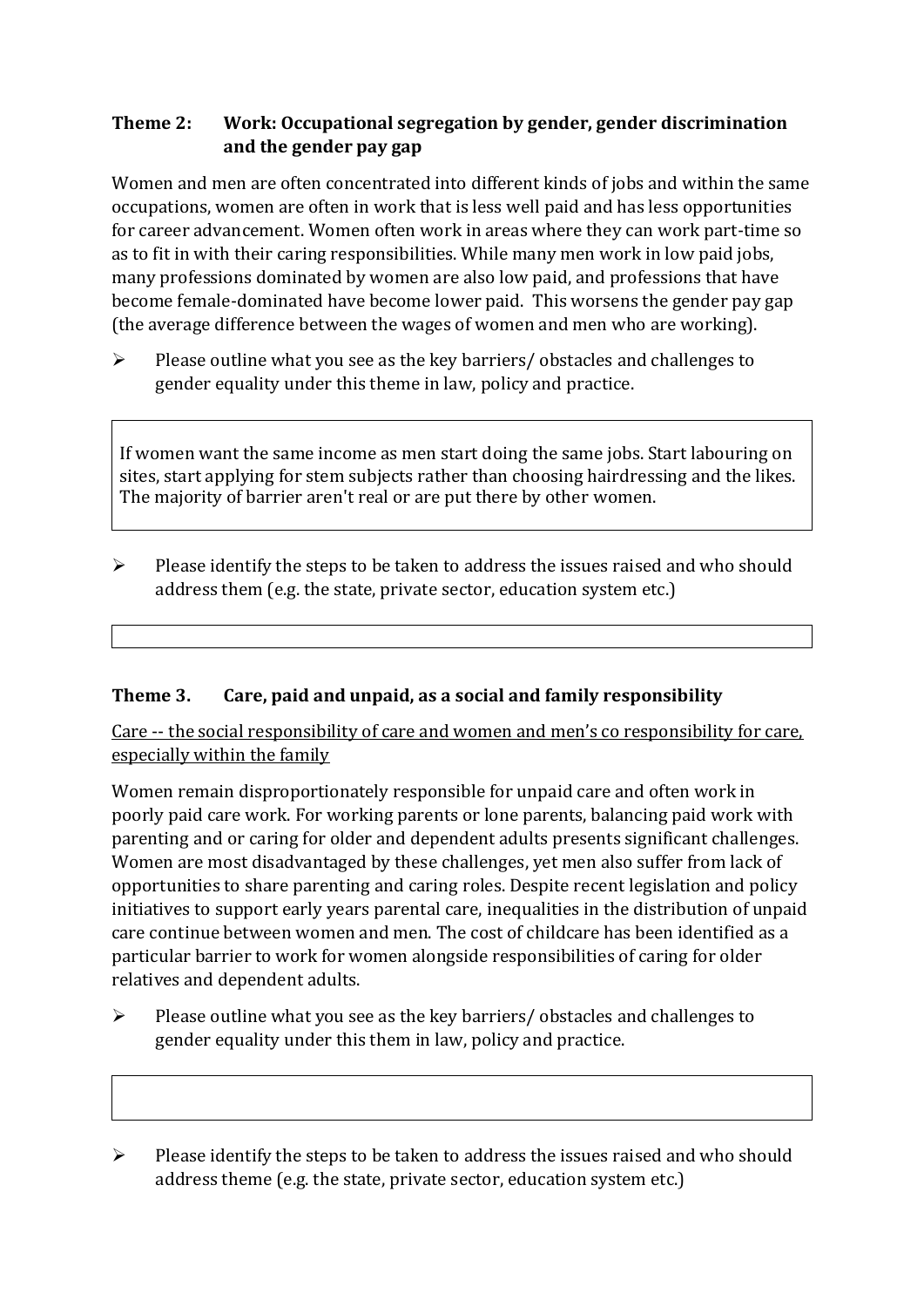### Theme 2: Work: Occupational segregation by gender, gender discrimination and the gender pay gap

Women and men are often concentrated into different kinds of jobs and within the same occupations, women are often in work that is less well paid and has less opportunities for career advancement. Women often work in areas where they can work part-time so as to fit in with their caring responsibilities. While many men work in low paid jobs, many professions dominated by women are also low paid, and professions that have become female-dominated have become lower paid. This worsens the gender pay gap (the average difference between the wages of women and men who are working).

- Please outline what you see as the key barriers/ obstacles and challenges to gender equality under this theme in law, policy and practice.

> If women want the same income as men start doing the same jobs. Start labouring on sites, start applying for stem subjects rather than choosing hairdressing and the likes. The majority of barrier aren't real or are put there by other women.

- Please identify the steps to be taken to address the issues raised and who should address them (e.g. the state, private sector, education system etc.)

### Theme 3. Care, paid and unpaid, as a social and family responsibility

Care -- the social responsibility of care and women and men's co responsibility for care, especially within the family

Women remain disproportionately responsible for unpaid care and often work in poorly paid care work. For working parents or lone parents, balancing paid work with parenting and or caring for older and dependent adults presents significant challenges. Women are most disadvantaged by these challenges, yet men also suffer from lack of opportunities to share parenting and caring roles. Despite recent legislation and policy initiatives to support early years parental care, inequalities in the distribution of unpaid care continue between women and men. The cost of childcare has been identified as a particular barrier to work for women alongside responsibilities of caring for older relatives and dependent adults.

- Please outline what you see as the key barriers/ obstacles and challenges to gender equality under this them in law, policy and practice.

- Please identify the steps to be taken to address the issues raised and who should address theme (e.g. the state, private sector, education system etc.)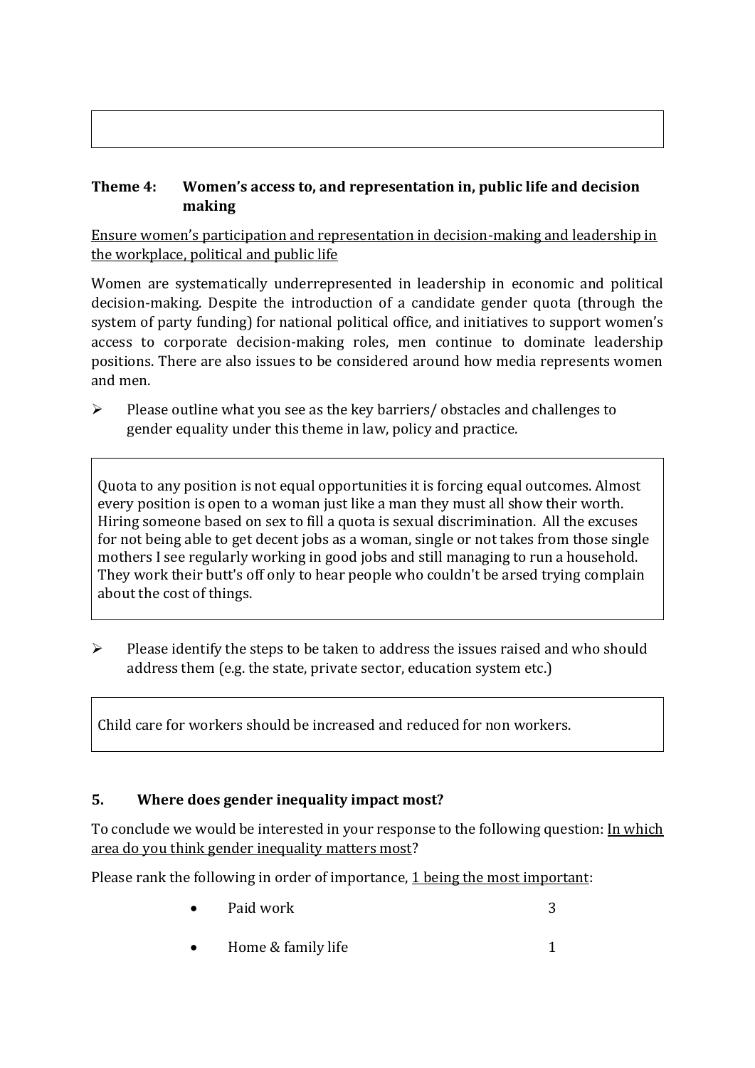## Theme 4: Women's access to, and representation in, public life and decision making

Ensure women's participation and representation in decision-making and leadership in the workplace, political and public life

Women are systematically underrepresented in leadership in economic and political decision-making. Despite the introduction of a candidate gender quota (through the system of party funding) for national political office, and initiatives to support women's access to corporate decision-making roles, men continue to dominate leadership positions. There are also issues to be considered around how media represents women and men.

- Please outline what you see as the key barriers/ obstacles and challenges to gender equality under this theme in law, policy and practice.

> Quota to any position is not equal opportunities it is forcing equal outcomes. Almost every position is open to a woman just like a man they must all show their worth. Hiring someone based on sex to fill a quota is sexual discrimination. All the excuses for not being able to get decent jobs as a woman, single or not takes from those single mothers I see regularly working in good jobs and still managing to run a household. They work their butt's off only to hear people who couldn't be arsed trying complain about the cost of things.

- Please identify the steps to be taken to address the issues raised and who should address them (e.g. the state, private sector, education system etc.)

> Child care for workers should be increased and reduced for non workers.

## 5. Where does gender inequality impact most?

To conclude we would be interested in your response to the following question: In which area do you think gender inequality matters most?

Please rank the following in order of importance, 1 being the most important:

- Paid work 3
- Home & family life 1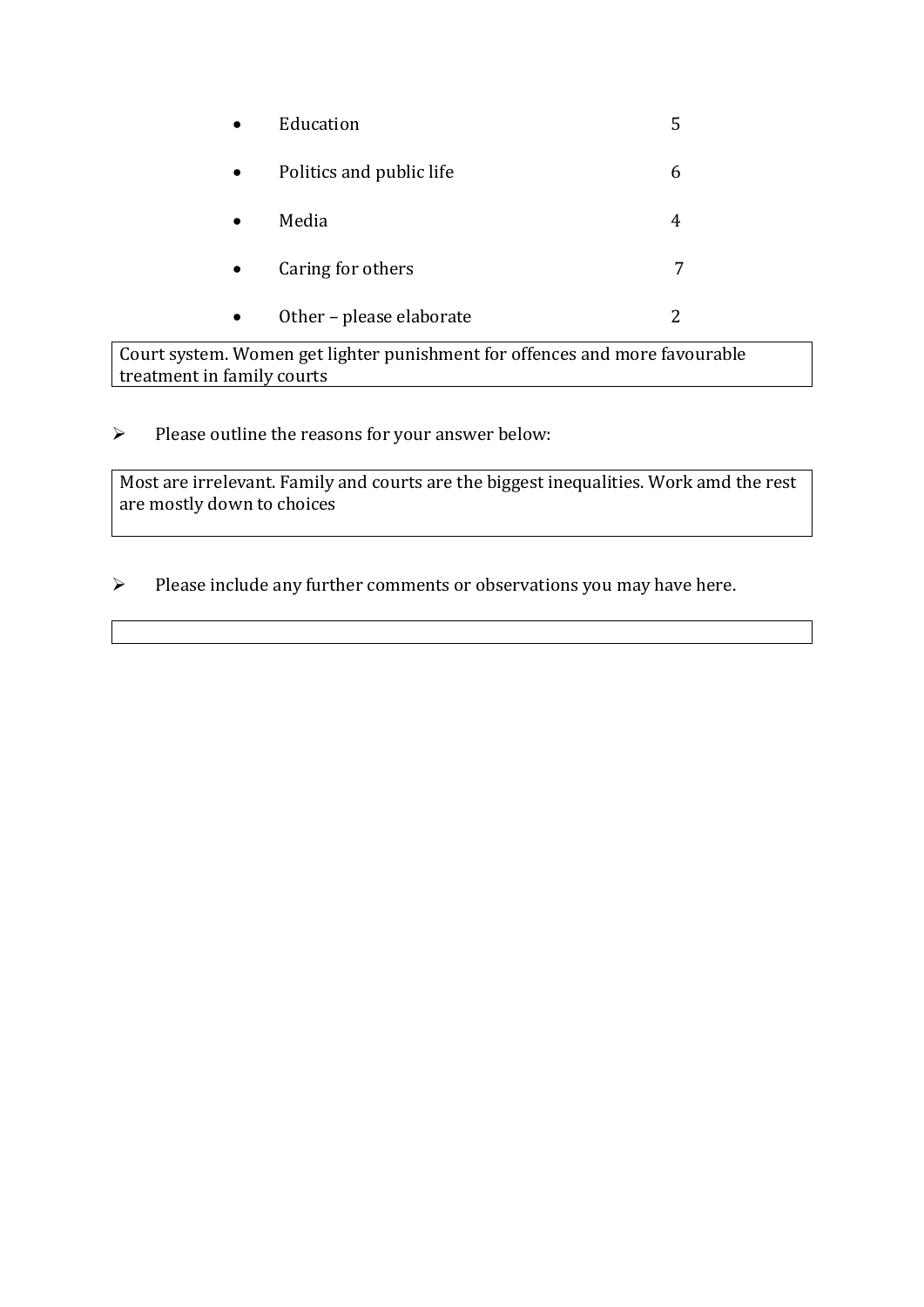- Education 5
- Politics and public life 6
- Media 4
- Caring for others 7
- Other – please elaborate 2

Court system. Women get lighter punishment for offences and more favourable treatment in family courts

➢ Please outline the reasons for your answer below:

Most are irrelevant. Family and courts are the biggest inequalities. Work amd the rest are mostly down to choices

➢ Please include any further comments or observations you may have here.